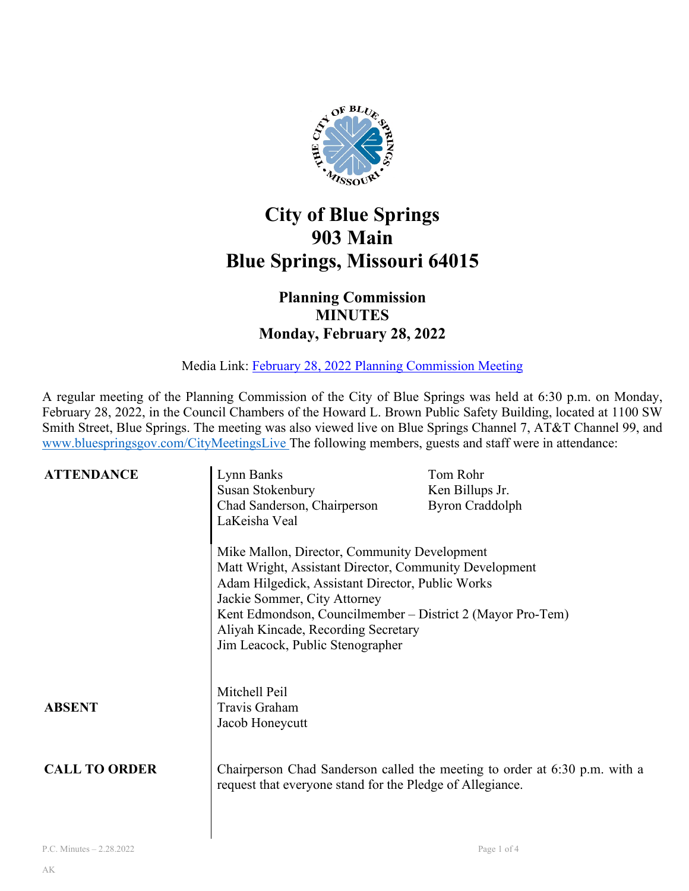# City of Blue Springs
# 903 Main
# Blue Springs, Missouri 64015

## Planning Commission
## MINUTES
## Monday, February 28, 2022

Media Link: [February 28, 2022 Planning Commission Meeting]

A regular meeting of the Planning Commission of the City of Blue Springs was held at 6:30 p.m. on Monday, February 28, 2022, in the Council Chambers of the Howard L. Brown Public Safety Building, located at 1100 SW Smith Street, Blue Springs. The meeting was also viewed live on Blue Springs Channel 7, AT&T Channel 99, and www.bluespringsgov.com/CityMeetingsLive The following members, guests and staff were in attendance:

**ATTENDANCE**

Lynn Banks
Susan Stokenbury
Chad Sanderson, Chairperson
LaKeisha Veal
Tom Rohr
Ken Billups Jr.
Byron Craddolph

Mike Mallon, Director, Community Development
Matt Wright, Assistant Director, Community Development
Adam Hilgedick, Assistant Director, Public Works
Jackie Sommer, City Attorney
Kent Edmondson, Councilmember – District 2 (Mayor Pro-Tem)
Aliyah Kincade, Recording Secretary
Jim Leacock, Public Stenographer

**ABSENT**

Mitchell Peil
Travis Graham
Jacob Honeycutt

**CALL TO ORDER**

Chairperson Chad Sanderson called the meeting to order at 6:30 p.m. with a request that everyone stand for the Pledge of Allegiance.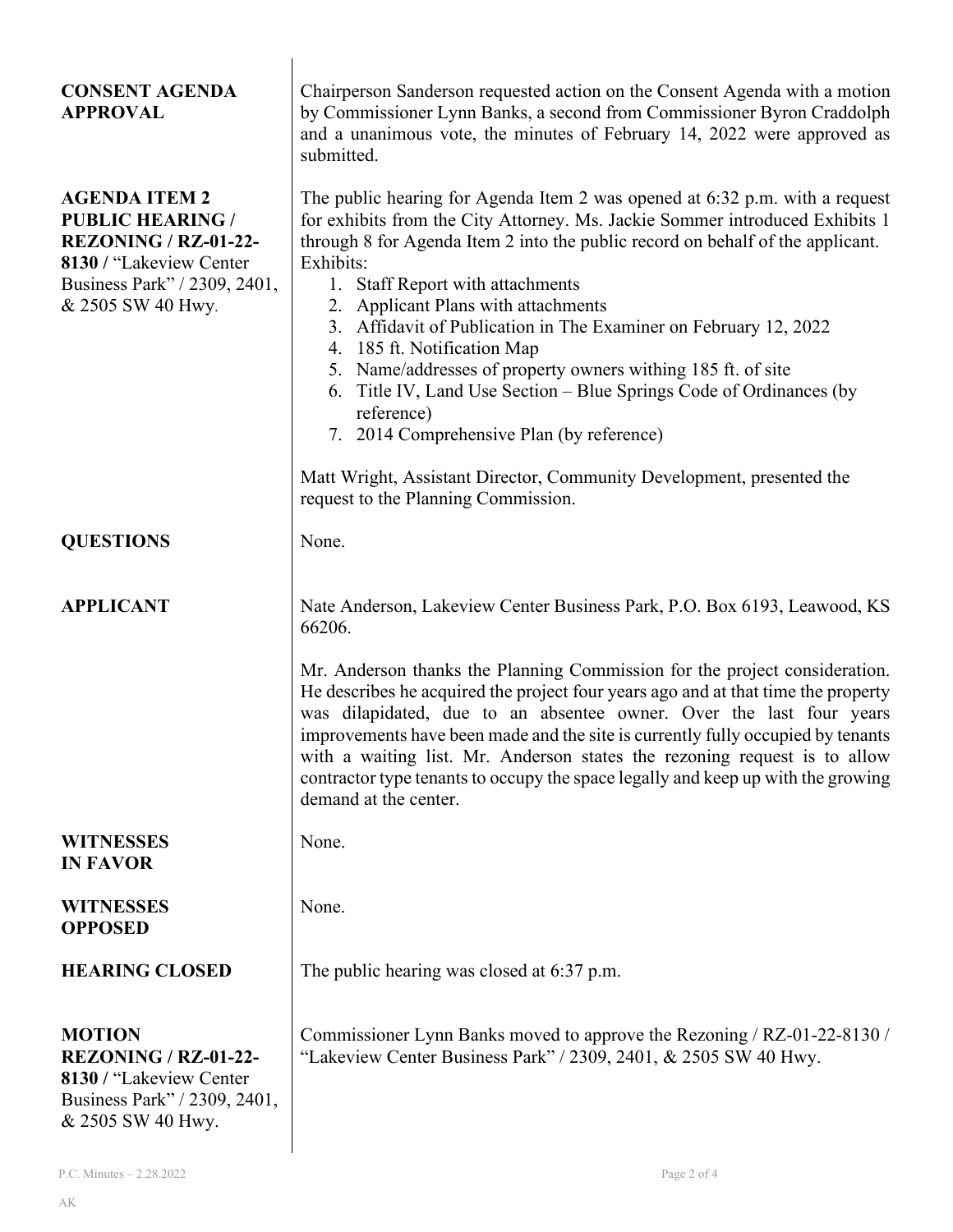**CONSENT AGENDA APPROVAL**

Chairperson Sanderson requested action on the Consent Agenda with a motion by Commissioner Lynn Banks, a second from Commissioner Byron Craddolph and a unanimous vote, the minutes of February 14, 2022 were approved as submitted.

**AGENDA ITEM 2 PUBLIC HEARING / REZONING / RZ-01-22-8130 /** "Lakeview Center Business Park" / 2309, 2401, & 2505 SW 40 Hwy.

The public hearing for Agenda Item 2 was opened at 6:32 p.m. with a request for exhibits from the City Attorney. Ms. Jackie Sommer introduced Exhibits 1 through 8 for Agenda Item 2 into the public record on behalf of the applicant.

Exhibits:

1. Staff Report with attachments
2. Applicant Plans with attachments
3. Affidavit of Publication in The Examiner on February 12, 2022
4. 185 ft. Notification Map
5. Name/addresses of property owners withing 185 ft. of site
6. Title IV, Land Use Section – Blue Springs Code of Ordinances (by reference)
7. 2014 Comprehensive Plan (by reference)

Matt Wright, Assistant Director, Community Development, presented the request to the Planning Commission.

**QUESTIONS**

None.

**APPLICANT**

Nate Anderson, Lakeview Center Business Park, P.O. Box 6193, Leawood, KS 66206.

Mr. Anderson thanks the Planning Commission for the project consideration. He describes he acquired the project four years ago and at that time the property was dilapidated, due to an absentee owner. Over the last four years improvements have been made and the site is currently fully occupied by tenants with a waiting list. Mr. Anderson states the rezoning request is to allow contractor type tenants to occupy the space legally and keep up with the growing demand at the center.

**WITNESSES IN FAVOR**

None.

**WITNESSES OPPOSED**

None.

**HEARING CLOSED**

The public hearing was closed at 6:37 p.m.

**MOTION REZONING / RZ-01-22-8130 /** "Lakeview Center Business Park" / 2309, 2401, & 2505 SW 40 Hwy.

Commissioner Lynn Banks moved to approve the Rezoning / RZ-01-22-8130 / "Lakeview Center Business Park" / 2309, 2401, & 2505 SW 40 Hwy.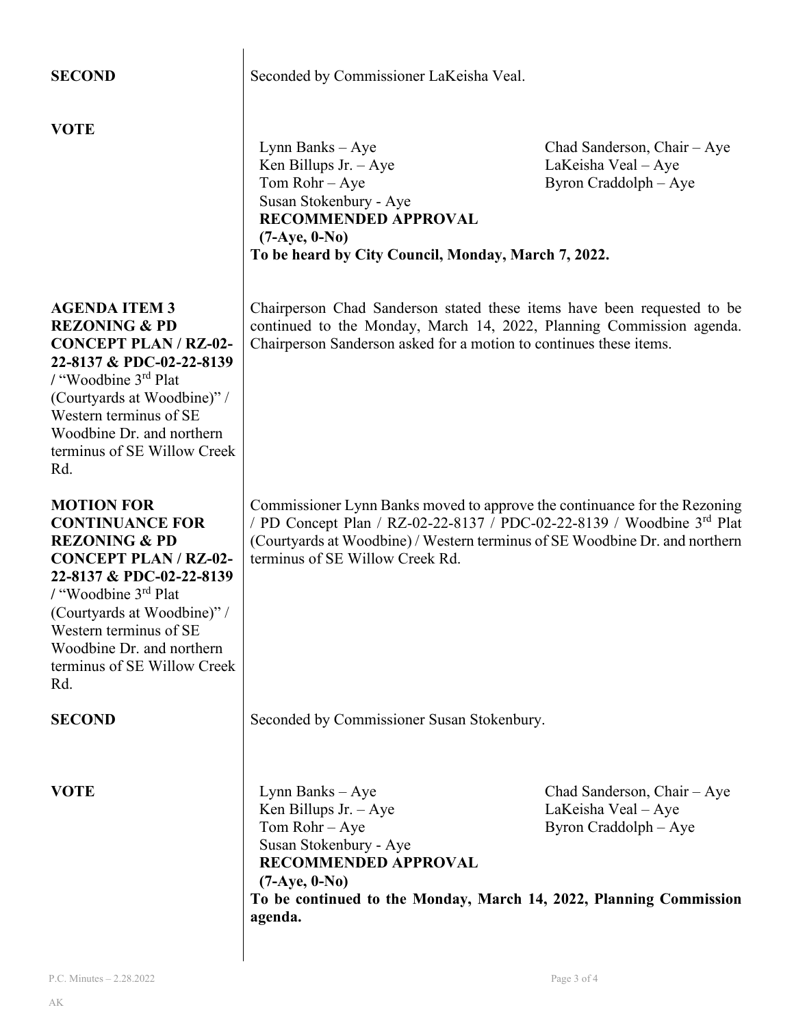**SECOND**

Seconded by Commissioner LaKeisha Veal.

**VOTE**

Lynn Banks – Aye
Ken Billups Jr. – Aye
Tom Rohr – Aye
Susan Stokenbury - Aye
Chad Sanderson, Chair – Aye
LaKeisha Veal – Aye
Byron Craddolph – Aye

**RECOMMENDED APPROVAL**
**(7-Aye, 0-No)**
**To be heard by City Council, Monday, March 7, 2022.**

**AGENDA ITEM 3 REZONING & PD CONCEPT PLAN / RZ-02-22-8137 & PDC-02-22-8139 /** "Woodbine 3rd Plat (Courtyards at Woodbine)" / Western terminus of SE Woodbine Dr. and northern terminus of SE Willow Creek Rd.

Chairperson Chad Sanderson stated these items have been requested to be continued to the Monday, March 14, 2022, Planning Commission agenda. Chairperson Sanderson asked for a motion to continues these items.

**MOTION FOR CONTINUANCE FOR REZONING & PD CONCEPT PLAN / RZ-02-22-8137 & PDC-02-22-8139 /** "Woodbine 3rd Plat (Courtyards at Woodbine)" / Western terminus of SE Woodbine Dr. and northern terminus of SE Willow Creek Rd.

Commissioner Lynn Banks moved to approve the continuance for the Rezoning / PD Concept Plan / RZ-02-22-8137 / PDC-02-22-8139 / Woodbine 3rd Plat (Courtyards at Woodbine) / Western terminus of SE Woodbine Dr. and northern terminus of SE Willow Creek Rd.

**SECOND**

Seconded by Commissioner Susan Stokenbury.

**VOTE**

Lynn Banks – Aye
Ken Billups Jr. – Aye
Tom Rohr – Aye
Susan Stokenbury - Aye
Chad Sanderson, Chair – Aye
LaKeisha Veal – Aye
Byron Craddolph – Aye

**RECOMMENDED APPROVAL**
**(7-Aye, 0-No)**
**To be continued to the Monday, March 14, 2022, Planning Commission agenda.**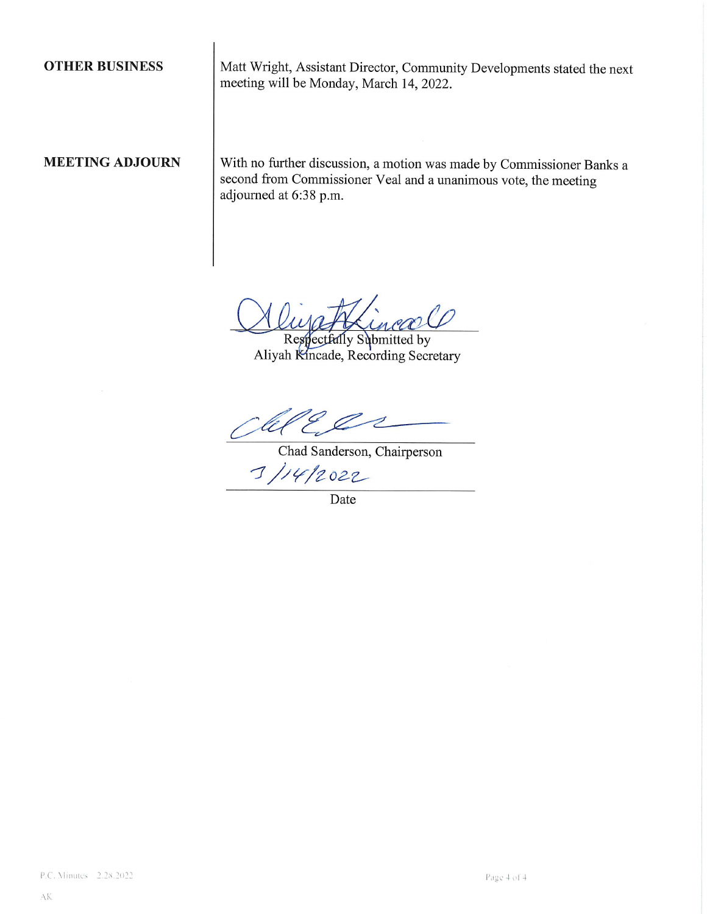**OTHER BUSINESS**

Matt Wright, Assistant Director, Community Developments stated the next meeting will be Monday, March 14, 2022.

**MEETING ADJOURN**

With no further discussion, a motion was made by Commissioner Banks a second from Commissioner Veal and a unanimous vote, the meeting adjourned at 6:38 p.m.

Respectfully Submitted by
Aliyah Kincade, Recording Secretary

Chad Sanderson, Chairperson

3/14/2022
Date

AK